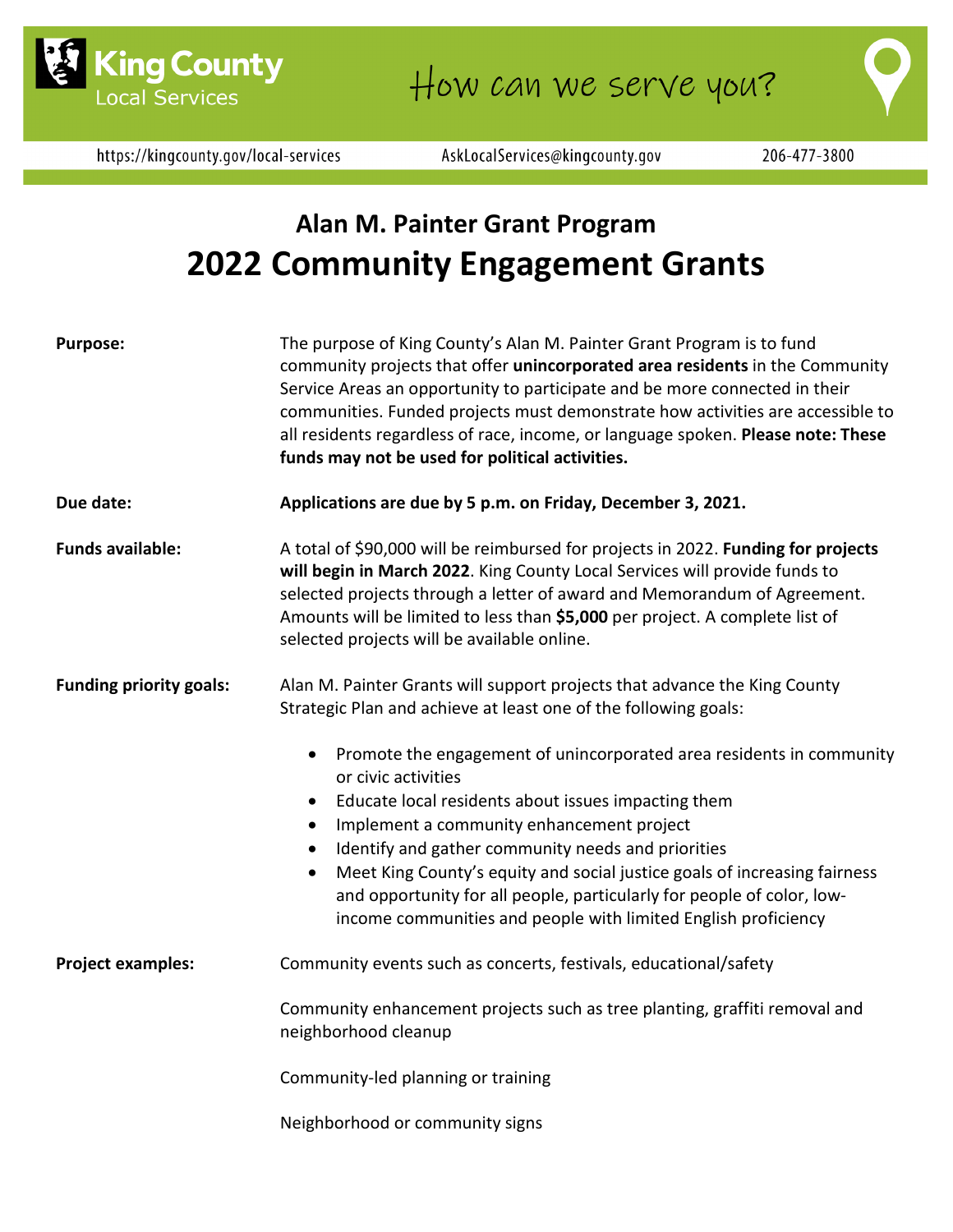King County Local Services

How can we serve you?

https://kingcounty.gov/local-services AskLocalServices@kingcounty.gov 206-477-3800

# Alan M. Painter Grant Program

# 2022 Community Engagement Grants

**Purpose:**

The purpose of King County's Alan M. Painter Grant Program is to fund community projects that offer **unincorporated area residents** in the Community Service Areas an opportunity to participate and be more connected in their communities. Funded projects must demonstrate how activities are accessible to all residents regardless of race, income, or language spoken. **Please note: These funds may not be used for political activities.**

**Due date:**

**Applications are due by 5 p.m. on Friday, December 3, 2021.**

**Funds available:**

A total of $90,000 will be reimbursed for projects in 2022. **Funding for projects will begin in March 2022**. King County Local Services will provide funds to selected projects through a letter of award and Memorandum of Agreement. Amounts will be limited to less than **$5,000** per project. A complete list of selected projects will be available online.

**Funding priority goals:**

Alan M. Painter Grants will support projects that advance the King County Strategic Plan and achieve at least one of the following goals:

- Promote the engagement of unincorporated area residents in community or civic activities
- Educate local residents about issues impacting them
- Implement a community enhancement project
- Identify and gather community needs and priorities
- Meet King County's equity and social justice goals of increasing fairness and opportunity for all people, particularly for people of color, low-income communities and people with limited English proficiency

**Project examples:**

Community events such as concerts, festivals, educational/safety

Community enhancement projects such as tree planting, graffiti removal and neighborhood cleanup

Community-led planning or training

Neighborhood or community signs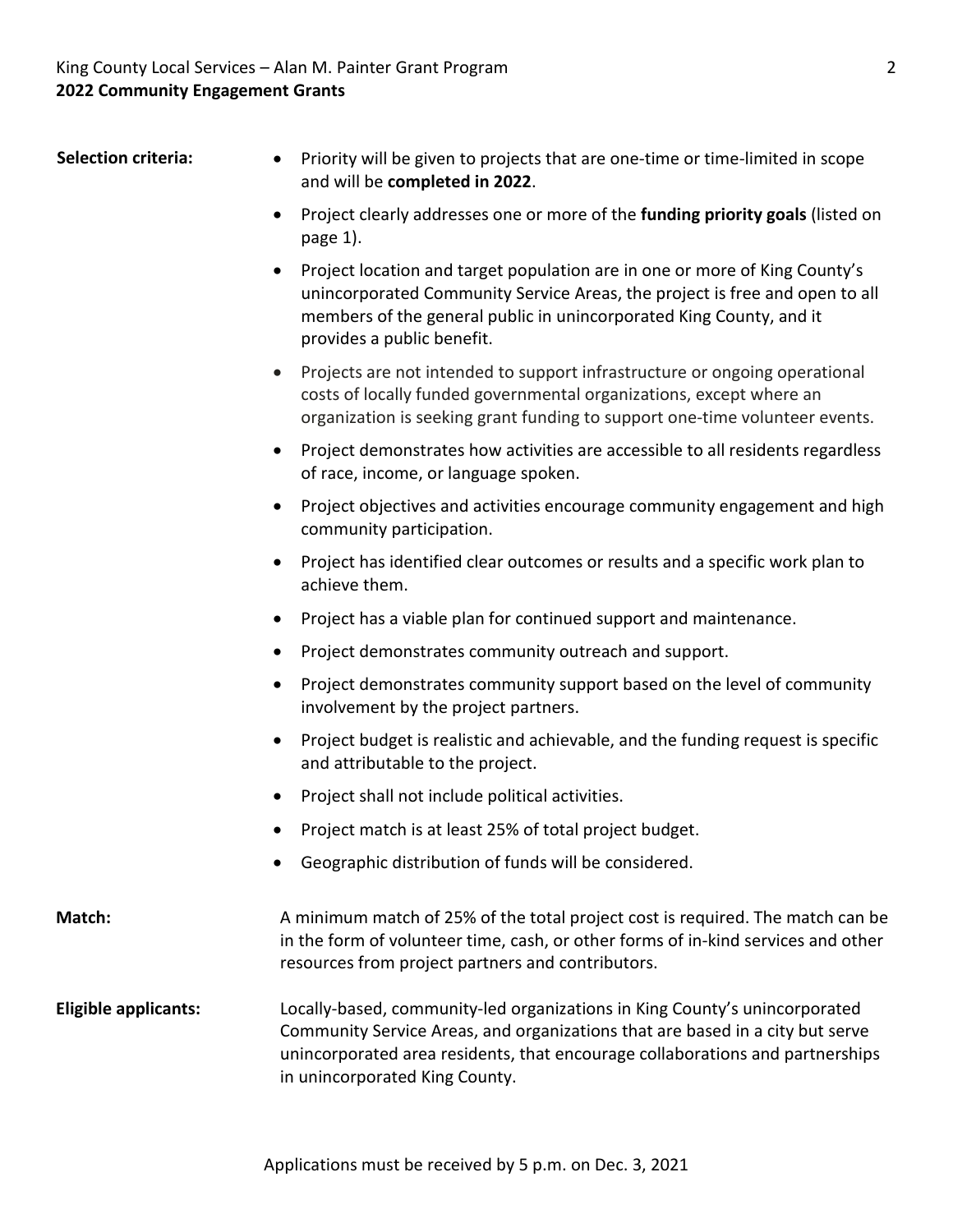**Selection criteria:**

- Priority will be given to projects that are one-time or time-limited in scope and will be **completed in 2022**.
- Project clearly addresses one or more of the **funding priority goals** (listed on page 1).
- Project location and target population are in one or more of King County's unincorporated Community Service Areas, the project is free and open to all members of the general public in unincorporated King County, and it provides a public benefit.
- Projects are not intended to support infrastructure or ongoing operational costs of locally funded governmental organizations, except where an organization is seeking grant funding to support one-time volunteer events.
- Project demonstrates how activities are accessible to all residents regardless of race, income, or language spoken.
- Project objectives and activities encourage community engagement and high community participation.
- Project has identified clear outcomes or results and a specific work plan to achieve them.
- Project has a viable plan for continued support and maintenance.
- Project demonstrates community outreach and support.
- Project demonstrates community support based on the level of community involvement by the project partners.
- Project budget is realistic and achievable, and the funding request is specific and attributable to the project.
- Project shall not include political activities.
- Project match is at least 25% of total project budget.
- Geographic distribution of funds will be considered.

**Match:** A minimum match of 25% of the total project cost is required. The match can be in the form of volunteer time, cash, or other forms of in-kind services and other resources from project partners and contributors.

**Eligible applicants:** Locally-based, community-led organizations in King County's unincorporated Community Service Areas, and organizations that are based in a city but serve unincorporated area residents, that encourage collaborations and partnerships in unincorporated King County.

Applications must be received by 5 p.m. on Dec. 3, 2021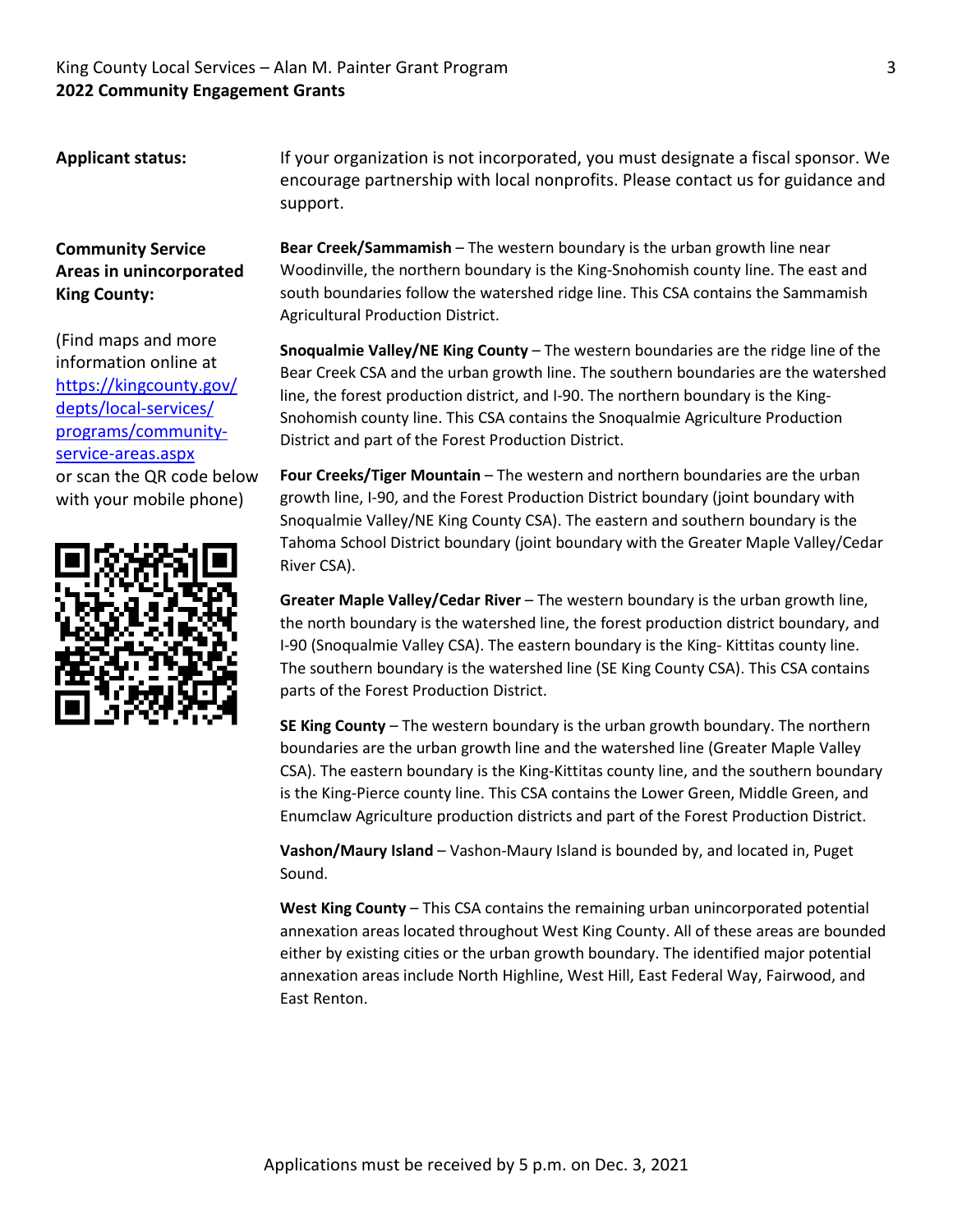**Applicant status:**

If your organization is not incorporated, you must designate a fiscal sponsor. We encourage partnership with local nonprofits. Please contact us for guidance and support.

**Community Service Areas in unincorporated King County:**

(Find maps and more information online at [https://kingcounty.gov/depts/local-services/programs/community-service-areas.aspx](https://kingcounty.gov/depts/local-services/programs/community-service-areas.aspx) or scan the QR code below with your mobile phone)

**Bear Creek/Sammamish** – The western boundary is the urban growth line near Woodinville, the northern boundary is the King-Snohomish county line. The east and south boundaries follow the watershed ridge line. This CSA contains the Sammamish Agricultural Production District.

**Snoqualmie Valley/NE King County** – The western boundaries are the ridge line of the Bear Creek CSA and the urban growth line. The southern boundaries are the watershed line, the forest production district, and I-90. The northern boundary is the King-Snohomish county line. This CSA contains the Snoqualmie Agriculture Production District and part of the Forest Production District.

**Four Creeks/Tiger Mountain** – The western and northern boundaries are the urban growth line, I-90, and the Forest Production District boundary (joint boundary with Snoqualmie Valley/NE King County CSA). The eastern and southern boundary is the Tahoma School District boundary (joint boundary with the Greater Maple Valley/Cedar River CSA).

**Greater Maple Valley/Cedar River** – The western boundary is the urban growth line, the north boundary is the watershed line, the forest production district boundary, and I-90 (Snoqualmie Valley CSA). The eastern boundary is the King- Kittitas county line. The southern boundary is the watershed line (SE King County CSA). This CSA contains parts of the Forest Production District.

**SE King County** – The western boundary is the urban growth boundary. The northern boundaries are the urban growth line and the watershed line (Greater Maple Valley CSA). The eastern boundary is the King-Kittitas county line, and the southern boundary is the King-Pierce county line. This CSA contains the Lower Green, Middle Green, and Enumclaw Agriculture production districts and part of the Forest Production District.

**Vashon/Maury Island** – Vashon-Maury Island is bounded by, and located in, Puget Sound.

**West King County** – This CSA contains the remaining urban unincorporated potential annexation areas located throughout West King County. All of these areas are bounded either by existing cities or the urban growth boundary. The identified major potential annexation areas include North Highline, West Hill, East Federal Way, Fairwood, and East Renton.

Applications must be received by 5 p.m. on Dec. 3, 2021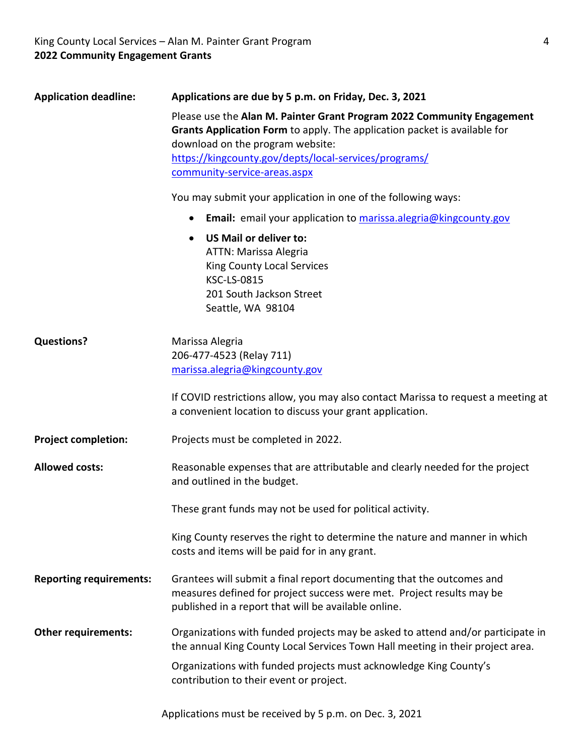**Application deadline:** **Applications are due by 5 p.m. on Friday, Dec. 3, 2021**

Please use the **Alan M. Painter Grant Program 2022 Community Engagement Grants Application Form** to apply. The application packet is available for download on the program website: [https://kingcounty.gov/depts/local-services/programs/community-service-areas.aspx](https://kingcounty.gov/depts/local-services/programs/community-service-areas.aspx)

You may submit your application in one of the following ways:

- **Email:** email your application to [marissa.alegria@kingcounty.gov](mailto:marissa.alegria@kingcounty.gov)
- **US Mail or deliver to:**
  ATTN: Marissa Alegria
  King County Local Services
  KSC-LS-0815
  201 South Jackson Street
  Seattle, WA 98104

**Questions?** Marissa Alegria
206-477-4523 (Relay 711)
[marissa.alegria@kingcounty.gov](mailto:marissa.alegria@kingcounty.gov)

If COVID restrictions allow, you may also contact Marissa to request a meeting at a convenient location to discuss your grant application.

**Project completion:** Projects must be completed in 2022.

**Allowed costs:** Reasonable expenses that are attributable and clearly needed for the project and outlined in the budget.

These grant funds may not be used for political activity.

King County reserves the right to determine the nature and manner in which costs and items will be paid for in any grant.

**Reporting requirements:** Grantees will submit a final report documenting that the outcomes and measures defined for project success were met. Project results may be published in a report that will be available online.

**Other requirements:** Organizations with funded projects may be asked to attend and/or participate in the annual King County Local Services Town Hall meeting in their project area.

Organizations with funded projects must acknowledge King County's contribution to their event or project.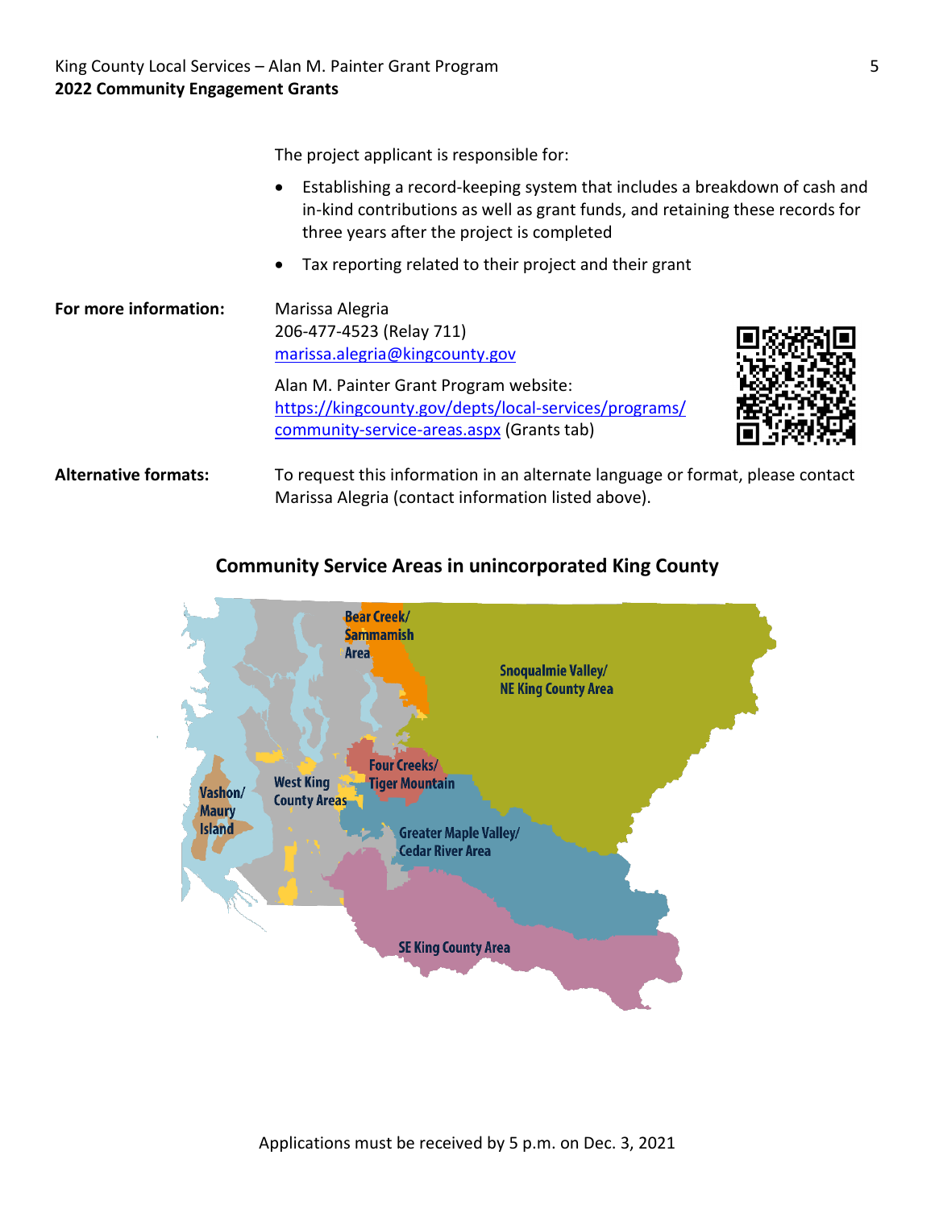The project applicant is responsible for:

- Establishing a record-keeping system that includes a breakdown of cash and in-kind contributions as well as grant funds, and retaining these records for three years after the project is completed
- Tax reporting related to their project and their grant

**For more information:** Marissa Alegria
206-477-4523 (Relay 711)
marissa.alegria@kingcounty.gov

Alan M. Painter Grant Program website:
https://kingcounty.gov/depts/local-services/programs/community-service-areas.aspx (Grants tab)

**Alternative formats:** To request this information in an alternate language or format, please contact Marissa Alegria (contact information listed above).

## Community Service Areas in unincorporated King County

Bear Creek/ Sammamish Area

Snoqualmie Valley/ NE King County Area

Four Creeks/ Tiger Mountain

West King County Areas

Vashon/ Maury Island

Greater Maple Valley/ Cedar River Area

SE King County Area

Applications must be received by 5 p.m. on Dec. 3, 2021